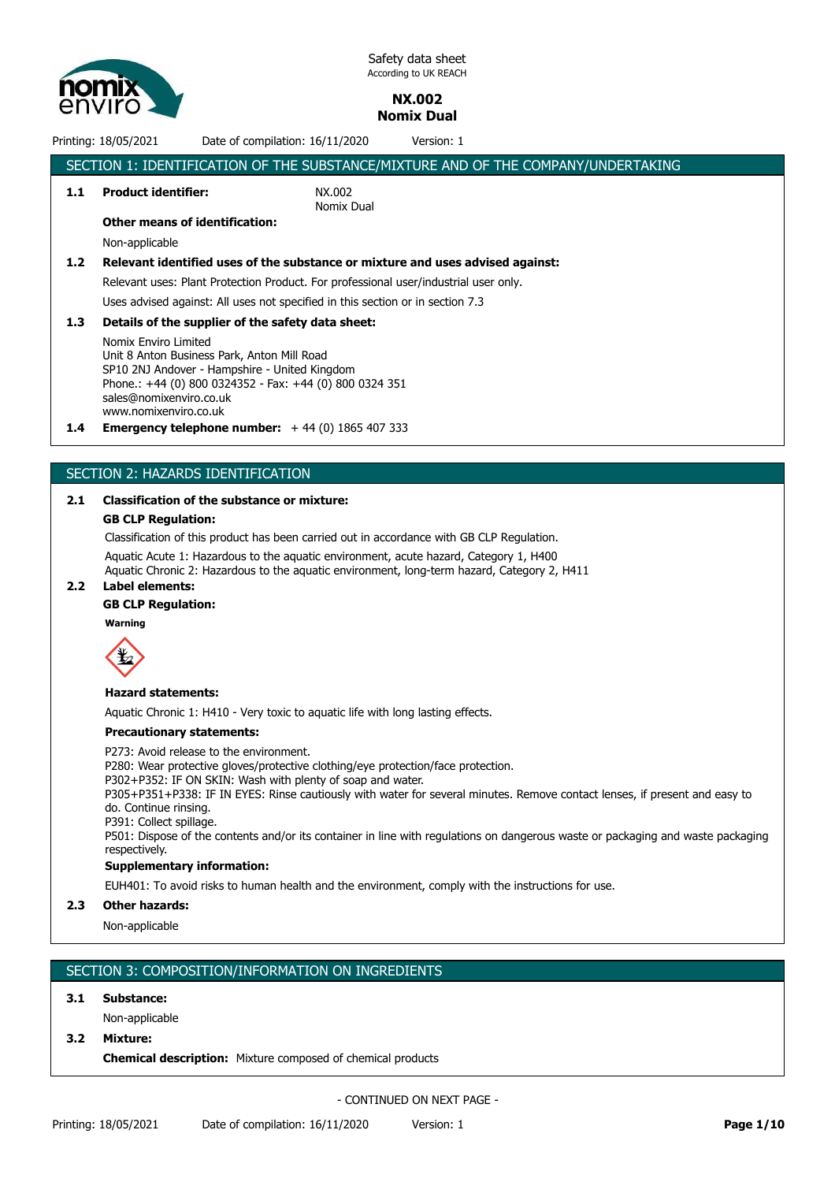Safety data sheet
According to UK REACH

**NX.002**
**Nomix Dual**

Printing: 18/05/2021 Date of compilation: 16/11/2020 Version: 1

## SECTION 1: IDENTIFICATION OF THE SUBSTANCE/MIXTURE AND OF THE COMPANY/UNDERTAKING

**1.1 Product identifier:** NX.002
Nomix Dual

**Other means of identification:**

Non-applicable

**1.2 Relevant identified uses of the substance or mixture and uses advised against:**

Relevant uses: Plant Protection Product. For professional user/industrial user only.

Uses advised against: All uses not specified in this section or in section 7.3

**1.3 Details of the supplier of the safety data sheet:**

Nomix Enviro Limited
Unit 8 Anton Business Park, Anton Mill Road
SP10 2NJ Andover - Hampshire - United Kingdom
Phone.: +44 (0) 800 0324352 - Fax: +44 (0) 800 0324 351
sales@nomixenviro.co.uk
www.nomixenviro.co.uk

**1.4 Emergency telephone number:** + 44 (0) 1865 407 333

## SECTION 2: HAZARDS IDENTIFICATION

**2.1 Classification of the substance or mixture:**

**GB CLP Regulation:**

Classification of this product has been carried out in accordance with GB CLP Regulation.

Aquatic Acute 1: Hazardous to the aquatic environment, acute hazard, Category 1, H400
Aquatic Chronic 2: Hazardous to the aquatic environment, long-term hazard, Category 2, H411

**2.2 Label elements:**

**GB CLP Regulation:**

**Warning**

**Hazard statements:**

Aquatic Chronic 1: H410 - Very toxic to aquatic life with long lasting effects.

**Precautionary statements:**

P273: Avoid release to the environment.
P280: Wear protective gloves/protective clothing/eye protection/face protection.
P302+P352: IF ON SKIN: Wash with plenty of soap and water.
P305+P351+P338: IF IN EYES: Rinse cautiously with water for several minutes. Remove contact lenses, if present and easy to do. Continue rinsing.
P391: Collect spillage.
P501: Dispose of the contents and/or its container in line with regulations on dangerous waste or packaging and waste packaging respectively.

**Supplementary information:**

EUH401: To avoid risks to human health and the environment, comply with the instructions for use.

**2.3 Other hazards:**

Non-applicable

## SECTION 3: COMPOSITION/INFORMATION ON INGREDIENTS

**3.1 Substance:**

Non-applicable

**3.2 Mixture:**

**Chemical description:** Mixture composed of chemical products

- CONTINUED ON NEXT PAGE -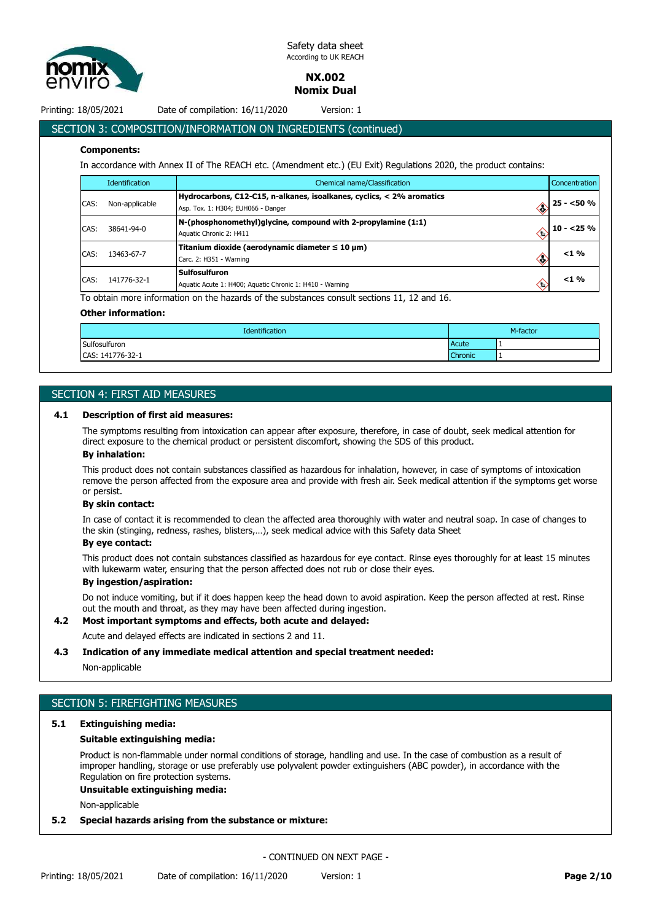## SECTION 3: COMPOSITION/INFORMATION ON INGREDIENTS (continued)

**Components:**

In accordance with Annex II of The REACH etc. (Amendment etc.) (EU Exit) Regulations 2020, the product contains:

| Identification | | Chemical name/Classification | Concentration |
|---|---|---|---|
| CAS: | Non-applicable | **Hydrocarbons, C12-C15, n-alkanes, isoalkanes, cyclics, < 2% aromatics**<br>Asp. Tox. 1: H304; EUH066 - Danger | 25 - <50 % |
| CAS: | 38641-94-0 | **N-(phosphonomethyl)glycine, compound with 2-propylamine (1:1)**<br>Aquatic Chronic 2: H411 | 10 - <25 % |
| CAS: | 13463-67-7 | **Titanium dioxide (aerodynamic diameter ≤ 10 µm)**<br>Carc. 2: H351 - Warning | <1 % |
| CAS: | 141776-32-1 | **Sulfosulfuron**<br>Aquatic Acute 1: H400; Aquatic Chronic 1: H410 - Warning | <1 % |

To obtain more information on the hazards of the substances consult sections 11, 12 and 16.

**Other information:**

| Identification | M-factor | |
|---|---|---|
| Sulfosulfuron | Acute | 1 |
| CAS: 141776-32-1 | Chronic | 1 |

## SECTION 4: FIRST AID MEASURES

### 4.1 Description of first aid measures:

The symptoms resulting from intoxication can appear after exposure, therefore, in case of doubt, seek medical attention for direct exposure to the chemical product or persistent discomfort, showing the SDS of this product.

**By inhalation:**

This product does not contain substances classified as hazardous for inhalation, however, in case of symptoms of intoxication remove the person affected from the exposure area and provide with fresh air. Seek medical attention if the symptoms get worse or persist.

**By skin contact:**

In case of contact it is recommended to clean the affected area thoroughly with water and neutral soap. In case of changes to the skin (stinging, redness, rashes, blisters,…), seek medical advice with this Safety data Sheet

**By eye contact:**

This product does not contain substances classified as hazardous for eye contact. Rinse eyes thoroughly for at least 15 minutes with lukewarm water, ensuring that the person affected does not rub or close their eyes.

**By ingestion/aspiration:**

Do not induce vomiting, but if it does happen keep the head down to avoid aspiration. Keep the person affected at rest. Rinse out the mouth and throat, as they may have been affected during ingestion.

### 4.2 Most important symptoms and effects, both acute and delayed:

Acute and delayed effects are indicated in sections 2 and 11.

### 4.3 Indication of any immediate medical attention and special treatment needed:

Non-applicable

## SECTION 5: FIREFIGHTING MEASURES

### 5.1 Extinguishing media:

**Suitable extinguishing media:**

Product is non-flammable under normal conditions of storage, handling and use. In the case of combustion as a result of improper handling, storage or use preferably use polyvalent powder extinguishers (ABC powder), in accordance with the Regulation on fire protection systems.

**Unsuitable extinguishing media:**

Non-applicable

### 5.2 Special hazards arising from the substance or mixture:

- CONTINUED ON NEXT PAGE -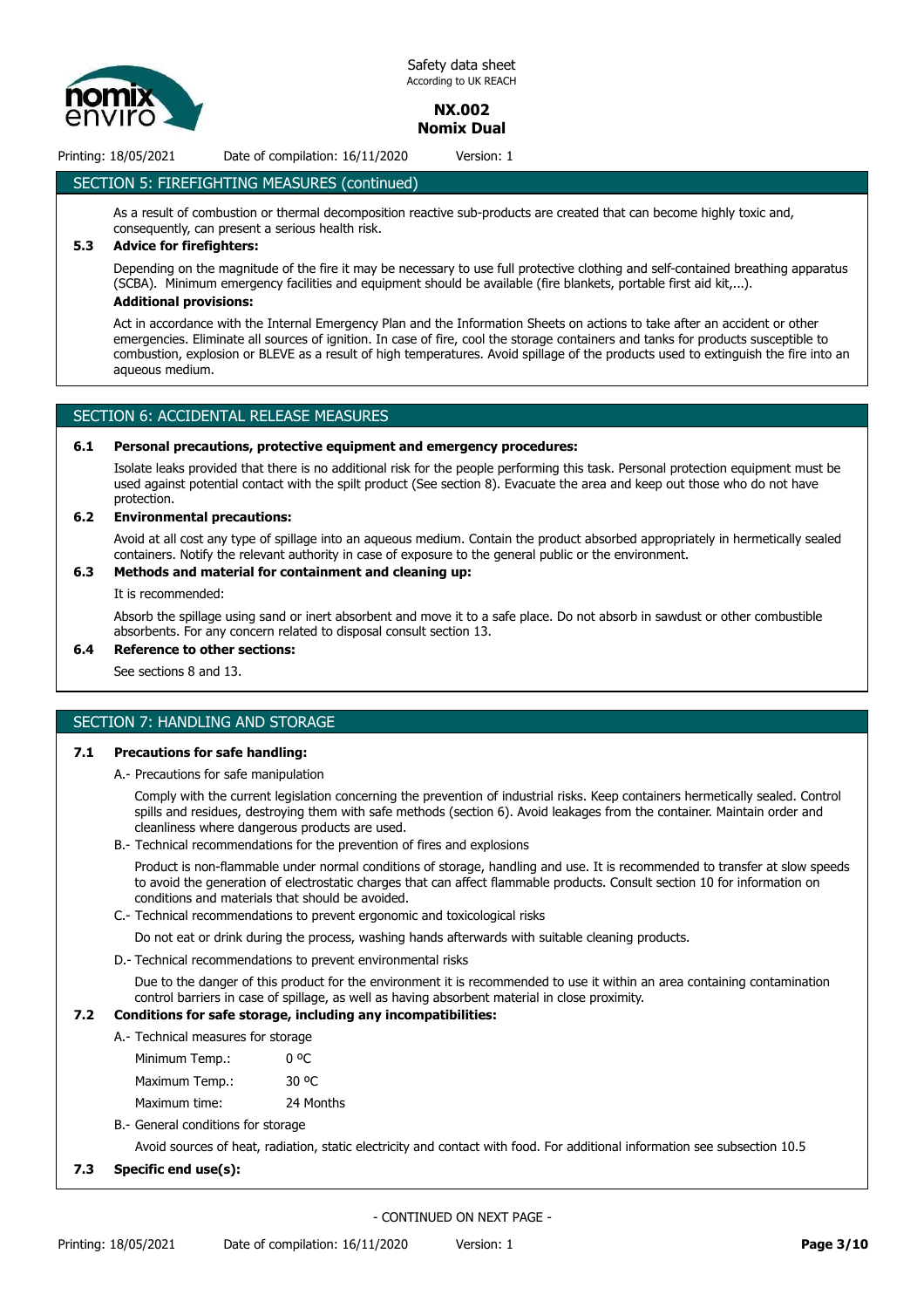## SECTION 5: FIREFIGHTING MEASURES (continued)

As a result of combustion or thermal decomposition reactive sub-products are created that can become highly toxic and, consequently, can present a serious health risk.

### 5.3 Advice for firefighters:

Depending on the magnitude of the fire it may be necessary to use full protective clothing and self-contained breathing apparatus (SCBA). Minimum emergency facilities and equipment should be available (fire blankets, portable first aid kit,...).

**Additional provisions:**

Act in accordance with the Internal Emergency Plan and the Information Sheets on actions to take after an accident or other emergencies. Eliminate all sources of ignition. In case of fire, cool the storage containers and tanks for products susceptible to combustion, explosion or BLEVE as a result of high temperatures. Avoid spillage of the products used to extinguish the fire into an aqueous medium.

## SECTION 6: ACCIDENTAL RELEASE MEASURES

### 6.1 Personal precautions, protective equipment and emergency procedures:

Isolate leaks provided that there is no additional risk for the people performing this task. Personal protection equipment must be used against potential contact with the spilt product (See section 8). Evacuate the area and keep out those who do not have protection.

### 6.2 Environmental precautions:

Avoid at all cost any type of spillage into an aqueous medium. Contain the product absorbed appropriately in hermetically sealed containers. Notify the relevant authority in case of exposure to the general public or the environment.

### 6.3 Methods and material for containment and cleaning up:

It is recommended:

Absorb the spillage using sand or inert absorbent and move it to a safe place. Do not absorb in sawdust or other combustible absorbents. For any concern related to disposal consult section 13.

### 6.4 Reference to other sections:

See sections 8 and 13.

## SECTION 7: HANDLING AND STORAGE

### 7.1 Precautions for safe handling:

A.- Precautions for safe manipulation

Comply with the current legislation concerning the prevention of industrial risks. Keep containers hermetically sealed. Control spills and residues, destroying them with safe methods (section 6). Avoid leakages from the container. Maintain order and cleanliness where dangerous products are used.

B.- Technical recommendations for the prevention of fires and explosions

Product is non-flammable under normal conditions of storage, handling and use. It is recommended to transfer at slow speeds to avoid the generation of electrostatic charges that can affect flammable products. Consult section 10 for information on conditions and materials that should be avoided.

C.- Technical recommendations to prevent ergonomic and toxicological risks

Do not eat or drink during the process, washing hands afterwards with suitable cleaning products.

D.- Technical recommendations to prevent environmental risks

Due to the danger of this product for the environment it is recommended to use it within an area containing contamination control barriers in case of spillage, as well as having absorbent material in close proximity.

### 7.2 Conditions for safe storage, including any incompatibilities:

A.- Technical measures for storage

| | |
|---|---|
| Minimum Temp.: | 0 ºC |
| Maximum Temp.: | 30 ºC |
| Maximum time: | 24 Months |

B.- General conditions for storage

Avoid sources of heat, radiation, static electricity and contact with food. For additional information see subsection 10.5

### 7.3 Specific end use(s):

- CONTINUED ON NEXT PAGE -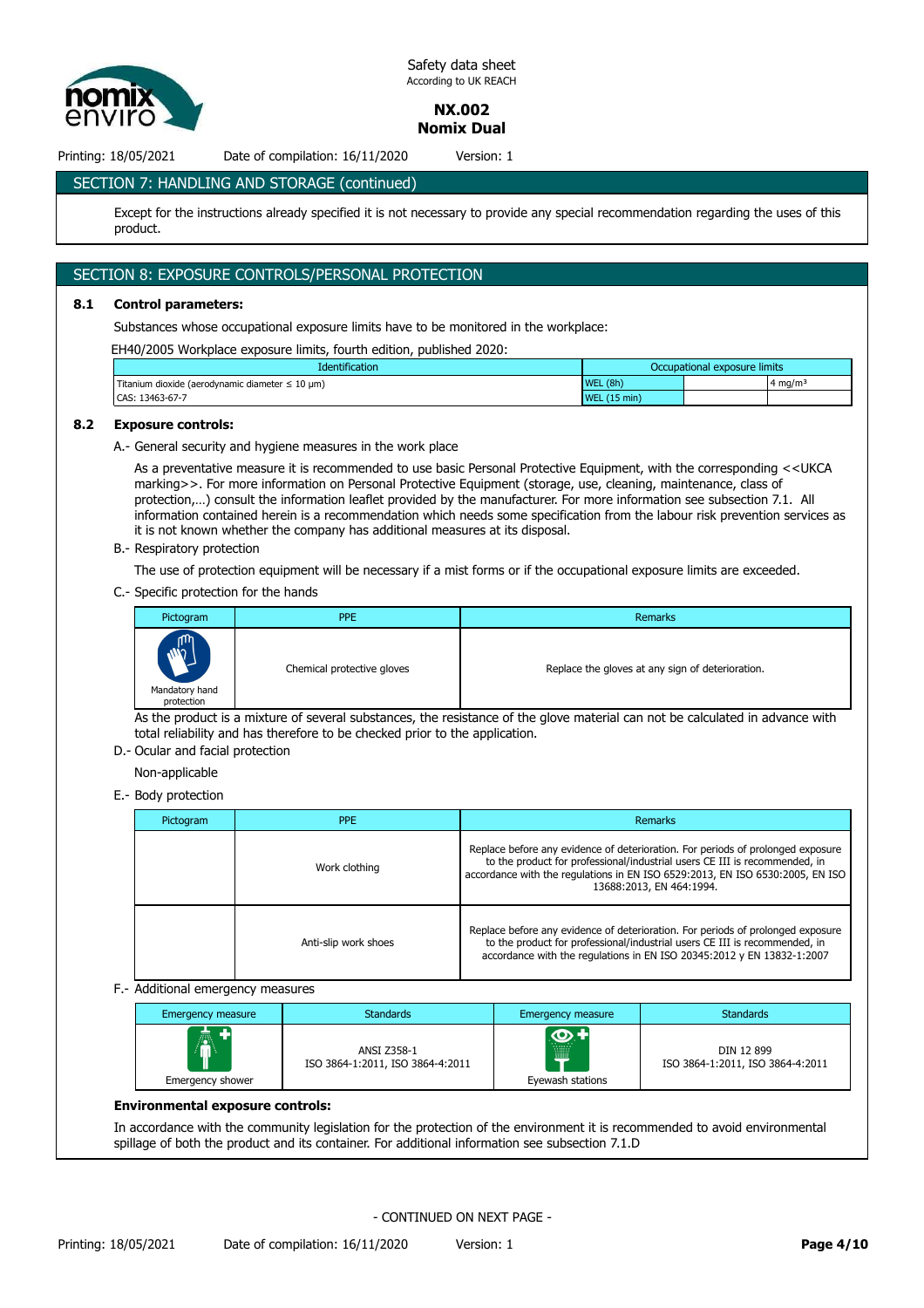## SECTION 7: HANDLING AND STORAGE (continued)

Except for the instructions already specified it is not necessary to provide any special recommendation regarding the uses of this product.

## SECTION 8: EXPOSURE CONTROLS/PERSONAL PROTECTION

### 8.1 Control parameters:

Substances whose occupational exposure limits have to be monitored in the workplace:

EH40/2005 Workplace exposure limits, fourth edition, published 2020:

| Identification | Occupational exposure limits | | |
|---|---|---|---|
| Titanium dioxide (aerodynamic diameter ≤ 10 μm) | WEL (8h) | | 4 mg/m³ |
| CAS: 13463-67-7 | WEL (15 min) | | |

### 8.2 Exposure controls:

A.- General security and hygiene measures in the work place

As a preventative measure it is recommended to use basic Personal Protective Equipment, with the corresponding <<UKCA marking>>. For more information on Personal Protective Equipment (storage, use, cleaning, maintenance, class of protection,…) consult the information leaflet provided by the manufacturer. For more information see subsection 7.1. All information contained herein is a recommendation which needs some specification from the labour risk prevention services as it is not known whether the company has additional measures at its disposal.

B.- Respiratory protection

The use of protection equipment will be necessary if a mist forms or if the occupational exposure limits are exceeded.

C.- Specific protection for the hands

| Pictogram | PPE | Remarks |
|---|---|---|
| Mandatory hand protection | Chemical protective gloves | Replace the gloves at any sign of deterioration. |

As the product is a mixture of several substances, the resistance of the glove material can not be calculated in advance with total reliability and has therefore to be checked prior to the application.

D.- Ocular and facial protection

Non-applicable

E.- Body protection

| Pictogram | PPE | Remarks |
|---|---|---|
| | Work clothing | Replace before any evidence of deterioration. For periods of prolonged exposure to the product for professional/industrial users CE III is recommended, in accordance with the regulations in EN ISO 6529:2013, EN ISO 6530:2005, EN ISO 13688:2013, EN 464:1994. |
| | Anti-slip work shoes | Replace before any evidence of deterioration. For periods of prolonged exposure to the product for professional/industrial users CE III is recommended, in accordance with the regulations in EN ISO 20345:2012 y EN 13832-1:2007 |

F.- Additional emergency measures

| Emergency measure | Standards | Emergency measure | Standards |
|---|---|---|---|
| Emergency shower | ANSI Z358-1<br>ISO 3864-1:2011, ISO 3864-4:2011 | Eyewash stations | DIN 12 899<br>ISO 3864-1:2011, ISO 3864-4:2011 |

**Environmental exposure controls:**

In accordance with the community legislation for the protection of the environment it is recommended to avoid environmental spillage of both the product and its container. For additional information see subsection 7.1.D

- CONTINUED ON NEXT PAGE -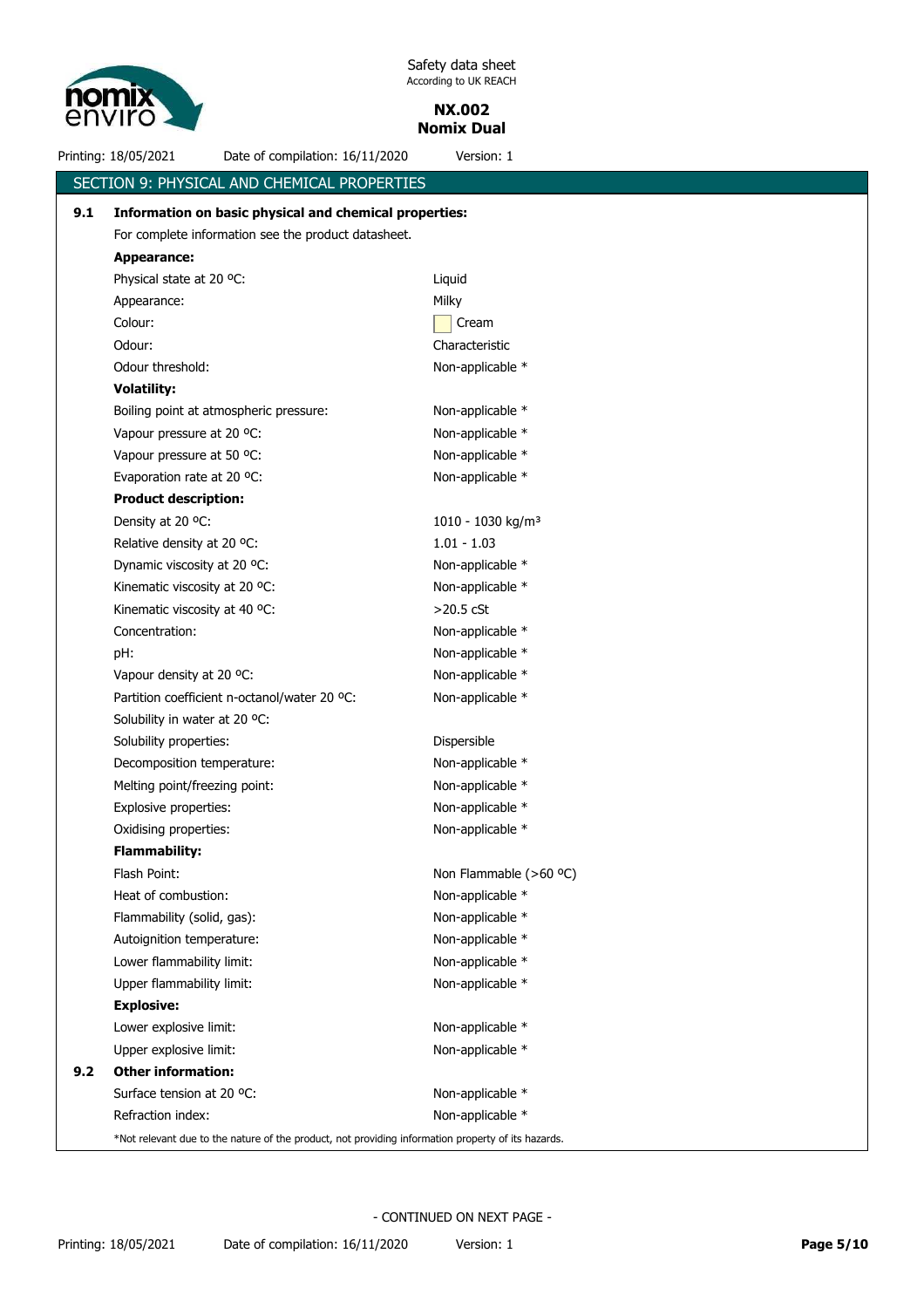## SECTION 9: PHYSICAL AND CHEMICAL PROPERTIES

**9.1 Information on basic physical and chemical properties:**

For complete information see the product datasheet.

**Appearance:**

| | |
|---|---|
| Physical state at 20 ºC: | Liquid |
| Appearance: | Milky |
| Colour: | Cream |
| Odour: | Characteristic |
| Odour threshold: | Non-applicable * |

**Volatility:**

| | |
|---|---|
| Boiling point at atmospheric pressure: | Non-applicable * |
| Vapour pressure at 20 ºC: | Non-applicable * |
| Vapour pressure at 50 ºC: | Non-applicable * |
| Evaporation rate at 20 ºC: | Non-applicable * |

**Product description:**

| | |
|---|---|
| Density at 20 ºC: | 1010 - 1030 kg/m³ |
| Relative density at 20 ºC: | 1.01 - 1.03 |
| Dynamic viscosity at 20 ºC: | Non-applicable * |
| Kinematic viscosity at 20 ºC: | Non-applicable * |
| Kinematic viscosity at 40 ºC: | >20.5 cSt |
| Concentration: | Non-applicable * |
| pH: | Non-applicable * |
| Vapour density at 20 ºC: | Non-applicable * |
| Partition coefficient n-octanol/water 20 ºC: | Non-applicable * |
| Solubility in water at 20 ºC: | |
| Solubility properties: | Dispersible |
| Decomposition temperature: | Non-applicable * |
| Melting point/freezing point: | Non-applicable * |
| Explosive properties: | Non-applicable * |
| Oxidising properties: | Non-applicable * |

**Flammability:**

| | |
|---|---|
| Flash Point: | Non Flammable (>60 ºC) |
| Heat of combustion: | Non-applicable * |
| Flammability (solid, gas): | Non-applicable * |
| Autoignition temperature: | Non-applicable * |
| Lower flammability limit: | Non-applicable * |
| Upper flammability limit: | Non-applicable * |

**Explosive:**

| | |
|---|---|
| Lower explosive limit: | Non-applicable * |
| Upper explosive limit: | Non-applicable * |

**9.2 Other information:**

| | |
|---|---|
| Surface tension at 20 ºC: | Non-applicable * |
| Refraction index: | Non-applicable * |

*Not relevant due to the nature of the product, not providing information property of its hazards.

- CONTINUED ON NEXT PAGE -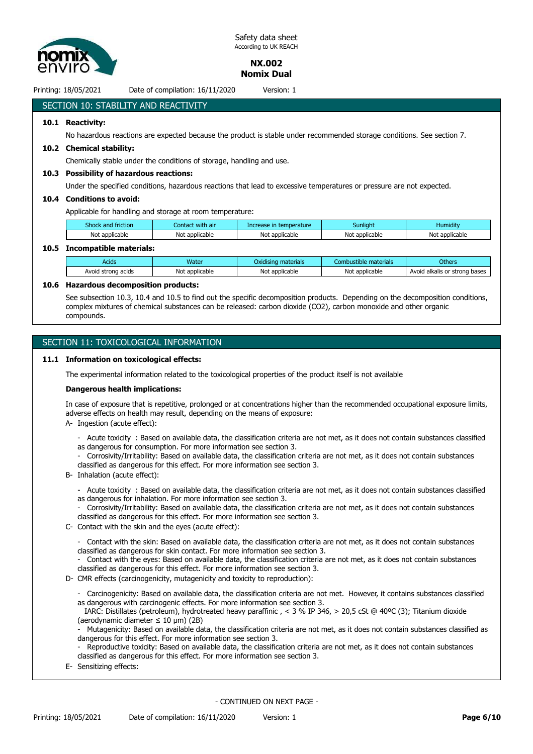## SECTION 10: STABILITY AND REACTIVITY

### 10.1 Reactivity:

No hazardous reactions are expected because the product is stable under recommended storage conditions. See section 7.

### 10.2 Chemical stability:

Chemically stable under the conditions of storage, handling and use.

### 10.3 Possibility of hazardous reactions:

Under the specified conditions, hazardous reactions that lead to excessive temperatures or pressure are not expected.

### 10.4 Conditions to avoid:

Applicable for handling and storage at room temperature:

| Shock and friction | Contact with air | Increase in temperature | Sunlight | Humidity |
|---|---|---|---|---|
| Not applicable | Not applicable | Not applicable | Not applicable | Not applicable |

### 10.5 Incompatible materials:

| Acids | Water | Oxidising materials | Combustible materials | Others |
|---|---|---|---|---|
| Avoid strong acids | Not applicable | Not applicable | Not applicable | Avoid alkalis or strong bases |

### 10.6 Hazardous decomposition products:

See subsection 10.3, 10.4 and 10.5 to find out the specific decomposition products. Depending on the decomposition conditions, complex mixtures of chemical substances can be released: carbon dioxide ($CO_2$), carbon monoxide and other organic compounds.

## SECTION 11: TOXICOLOGICAL INFORMATION

### 11.1 Information on toxicological effects:

The experimental information related to the toxicological properties of the product itself is not available

**Dangerous health implications:**

In case of exposure that is repetitive, prolonged or at concentrations higher than the recommended occupational exposure limits, adverse effects on health may result, depending on the means of exposure:

A- Ingestion (acute effect):

- Acute toxicity : Based on available data, the classification criteria are not met, as it does not contain substances classified as dangerous for consumption. For more information see section 3.
- Corrosivity/Irritability: Based on available data, the classification criteria are not met, as it does not contain substances classified as dangerous for this effect. For more information see section 3.

B- Inhalation (acute effect):

- Acute toxicity : Based on available data, the classification criteria are not met, as it does not contain substances classified as dangerous for inhalation. For more information see section 3.
- Corrosivity/Irritability: Based on available data, the classification criteria are not met, as it does not contain substances classified as dangerous for this effect. For more information see section 3.

C- Contact with the skin and the eyes (acute effect):

- Contact with the skin: Based on available data, the classification criteria are not met, as it does not contain substances classified as dangerous for skin contact. For more information see section 3.
- Contact with the eyes: Based on available data, the classification criteria are not met, as it does not contain substances classified as dangerous for this effect. For more information see section 3.

D- CMR effects (carcinogenicity, mutagenicity and toxicity to reproduction):

- Carcinogenicity: Based on available data, the classification criteria are not met. However, it contains substances classified as dangerous with carcinogenic effects. For more information see section 3.
  IARC: Distillates (petroleum), hydrotreated heavy paraffinic , < 3 % IP 346, > 20,5 cSt @ 40ºC (3); Titanium dioxide (aerodynamic diameter ≤ 10 µm) (2B)
- Mutagenicity: Based on available data, the classification criteria are not met, as it does not contain substances classified as dangerous for this effect. For more information see section 3.
- Reproductive toxicity: Based on available data, the classification criteria are not met, as it does not contain substances classified as dangerous for this effect. For more information see section 3.

E- Sensitizing effects: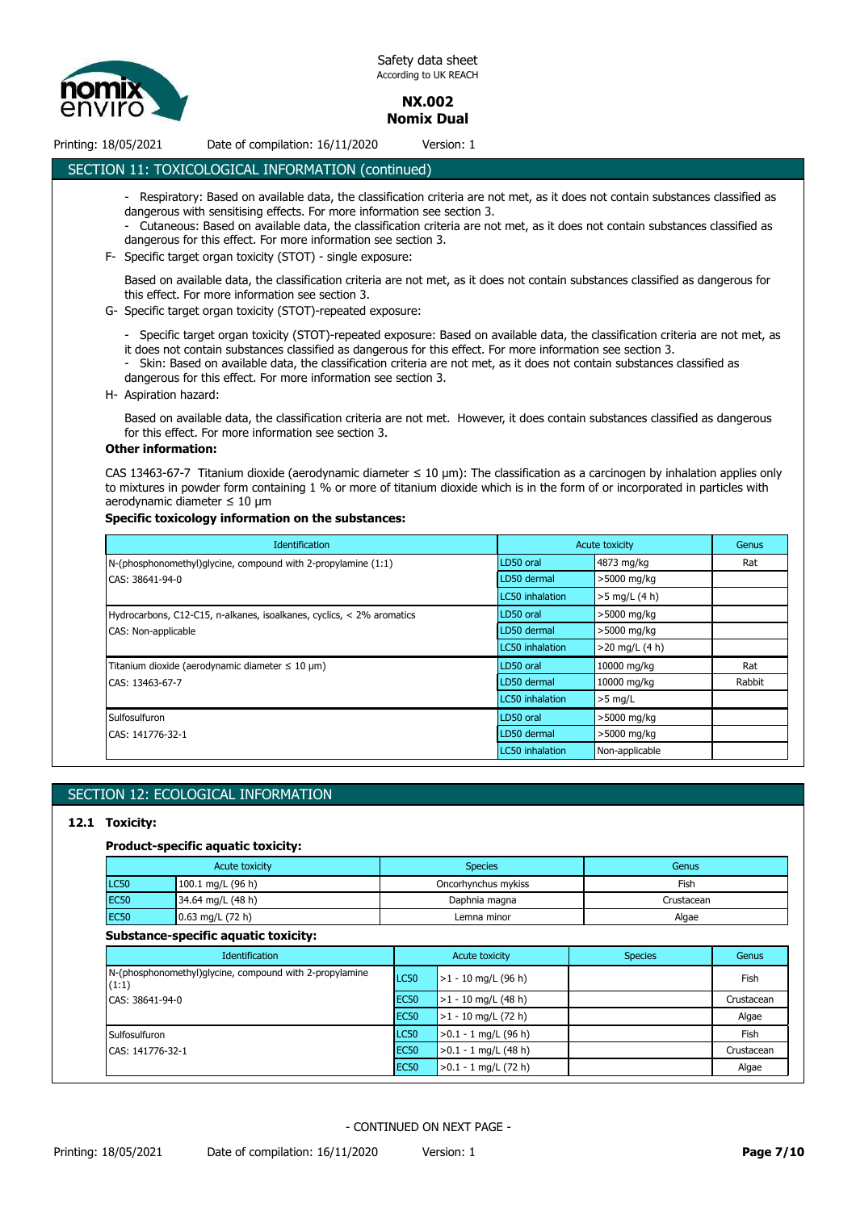## SECTION 11: TOXICOLOGICAL INFORMATION (continued)

- Respiratory: Based on available data, the classification criteria are not met, as it does not contain substances classified as dangerous with sensitising effects. For more information see section 3.
- Cutaneous: Based on available data, the classification criteria are not met, as it does not contain substances classified as dangerous for this effect. For more information see section 3.

F- Specific target organ toxicity (STOT) - single exposure:

Based on available data, the classification criteria are not met, as it does not contain substances classified as dangerous for this effect. For more information see section 3.

G- Specific target organ toxicity (STOT)-repeated exposure:

- Specific target organ toxicity (STOT)-repeated exposure: Based on available data, the classification criteria are not met, as it does not contain substances classified as dangerous for this effect. For more information see section 3.
- Skin: Based on available data, the classification criteria are not met, as it does not contain substances classified as dangerous for this effect. For more information see section 3.

H- Aspiration hazard:

Based on available data, the classification criteria are not met. However, it does contain substances classified as dangerous for this effect. For more information see section 3.

**Other information:**

CAS 13463-67-7 Titanium dioxide (aerodynamic diameter ≤ 10 μm): The classification as a carcinogen by inhalation applies only to mixtures in powder form containing 1 % or more of titanium dioxide which is in the form of or incorporated in particles with aerodynamic diameter ≤ 10 μm

**Specific toxicology information on the substances:**

| Identification | Acute toxicity | | Genus |
|---|---|---|---|
| N-(phosphonomethyl)glycine, compound with 2-propylamine (1:1) | LD50 oral | 4873 mg/kg | Rat |
| CAS: 38641-94-0 | LD50 dermal | >5000 mg/kg | |
| | LC50 inhalation | >5 mg/L (4 h) | |
| Hydrocarbons, C12-C15, n-alkanes, isoalkanes, cyclics, < 2% aromatics | LD50 oral | >5000 mg/kg | |
| CAS: Non-applicable | LD50 dermal | >5000 mg/kg | |
| | LC50 inhalation | >20 mg/L (4 h) | |
| Titanium dioxide (aerodynamic diameter ≤ 10 μm) | LD50 oral | 10000 mg/kg | Rat |
| CAS: 13463-67-7 | LD50 dermal | 10000 mg/kg | Rabbit |
| | LC50 inhalation | >5 mg/L | |
| Sulfosulfuron | LD50 oral | >5000 mg/kg | |
| CAS: 141776-32-1 | LD50 dermal | >5000 mg/kg | |
| | LC50 inhalation | Non-applicable | |

## SECTION 12: ECOLOGICAL INFORMATION

### 12.1 Toxicity:

**Product-specific aquatic toxicity:**

| Acute toxicity | | Species | Genus |
|---|---|---|---|
| LC50 | 100.1 mg/L (96 h) | Oncorhynchus mykiss | Fish |
| EC50 | 34.64 mg/L (48 h) | Daphnia magna | Crustacean |
| EC50 | 0.63 mg/L (72 h) | Lemna minor | Algae |

**Substance-specific aquatic toxicity:**

| Identification | Acute toxicity | | Species | Genus |
|---|---|---|---|---|
| N-(phosphonomethyl)glycine, compound with 2-propylamine (1:1) | LC50 | >1 - 10 mg/L (96 h) | | Fish |
| CAS: 38641-94-0 | EC50 | >1 - 10 mg/L (48 h) | | Crustacean |
| | EC50 | >1 - 10 mg/L (72 h) | | Algae |
| Sulfosulfuron | LC50 | >0.1 - 1 mg/L (96 h) | | Fish |
| CAS: 141776-32-1 | EC50 | >0.1 - 1 mg/L (48 h) | | Crustacean |
| | EC50 | >0.1 - 1 mg/L (72 h) | | Algae |

- CONTINUED ON NEXT PAGE -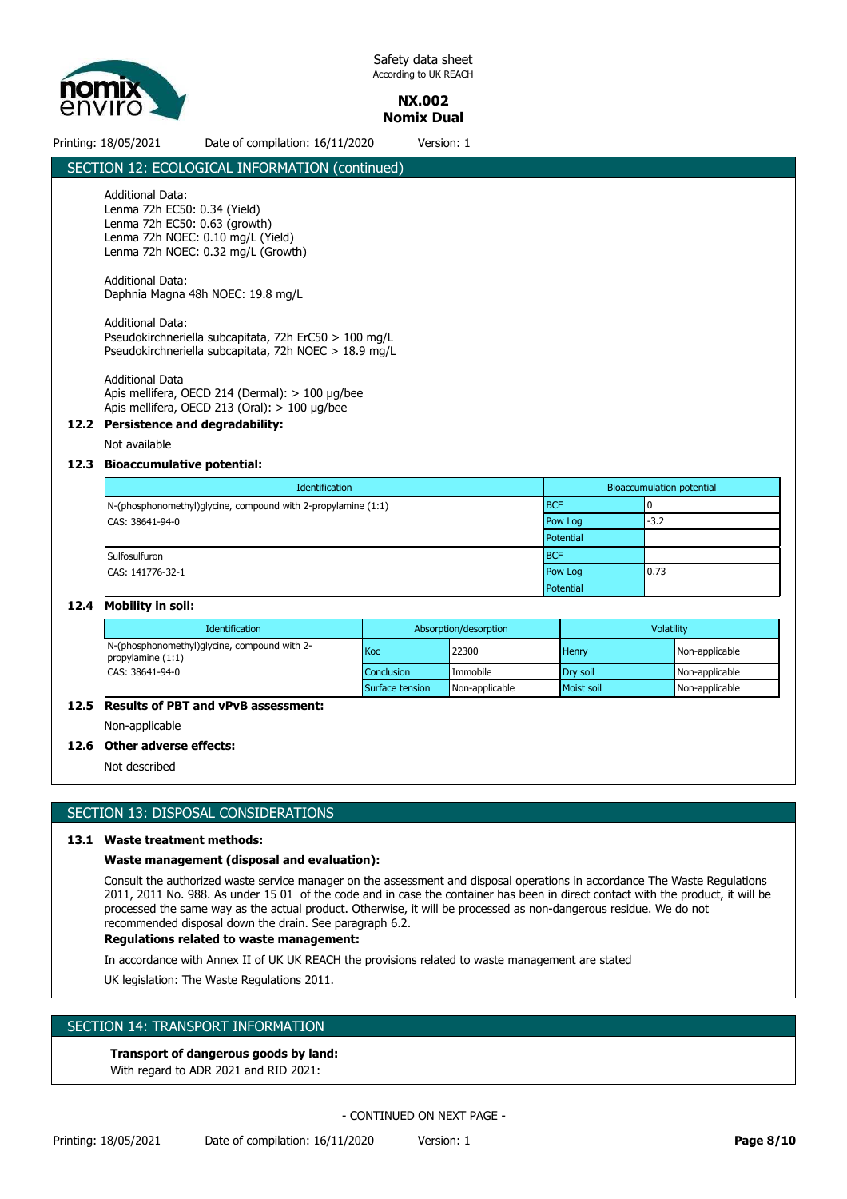## SECTION 12: ECOLOGICAL INFORMATION (continued)

Additional Data:
Lenma 72h EC50: 0.34 (Yield)
Lenma 72h EC50: 0.63 (growth)
Lenma 72h NOEC: 0.10 mg/L (Yield)
Lenma 72h NOEC: 0.32 mg/L (Growth)

Additional Data:
Daphnia Magna 48h NOEC: 19.8 mg/L

Additional Data:
Pseudokirchneriella subcapitata, 72h ErC50 > 100 mg/L
Pseudokirchneriella subcapitata, 72h NOEC > 18.9 mg/L

Additional Data
Apis mellifera, OECD 214 (Dermal): > 100 µg/bee
Apis mellifera, OECD 213 (Oral): > 100 µg/bee

### 12.2 Persistence and degradability:

Not available

### 12.3 Bioaccumulative potential:

| Identification | Bioaccumulation potential | |
|---|---|---|
| N-(phosphonomethyl)glycine, compound with 2-propylamine (1:1) | BCF | 0 |
| CAS: 38641-94-0 | Pow Log | -3.2 |
| | Potential | |
| Sulfosulfuron | BCF | |
| CAS: 141776-32-1 | Pow Log | 0.73 |
| | Potential | |

### 12.4 Mobility in soil:

| Identification | Absorption/desorption | | Volatility | |
|---|---|---|---|---|
| N-(phosphonomethyl)glycine, compound with 2-propylamine (1:1) | Koc | 22300 | Henry | Non-applicable |
| CAS: 38641-94-0 | Conclusion | Immobile | Dry soil | Non-applicable |
| | Surface tension | Non-applicable | Moist soil | Non-applicable |

### 12.5 Results of PBT and vPvB assessment:

Non-applicable

### 12.6 Other adverse effects:

Not described

## SECTION 13: DISPOSAL CONSIDERATIONS

### 13.1 Waste treatment methods:

**Waste management (disposal and evaluation):**

Consult the authorized waste service manager on the assessment and disposal operations in accordance The Waste Regulations 2011, 2011 No. 988. As under 15 01 of the code and in case the container has been in direct contact with the product, it will be processed the same way as the actual product. Otherwise, it will be processed as non-dangerous residue. We do not recommended disposal down the drain. See paragraph 6.2.

**Regulations related to waste management:**

In accordance with Annex II of UK UK REACH the provisions related to waste management are stated

UK legislation: The Waste Regulations 2011.

## SECTION 14: TRANSPORT INFORMATION

**Transport of dangerous goods by land:**

With regard to ADR 2021 and RID 2021: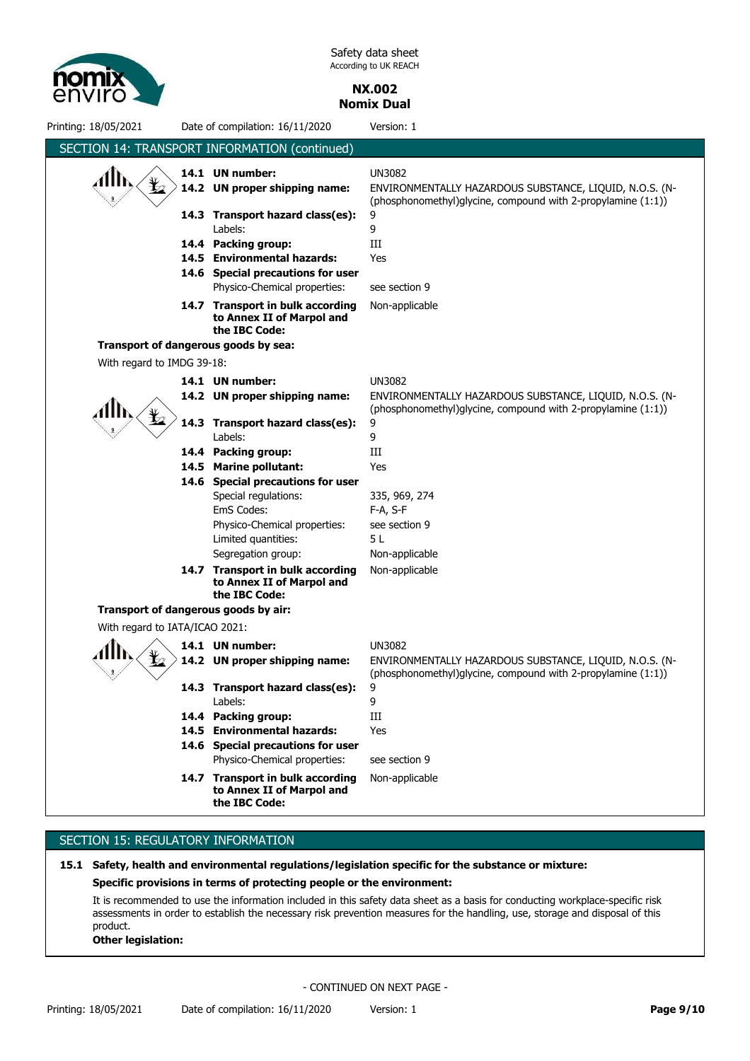## SECTION 14: TRANSPORT INFORMATION (continued)

| | |
|---|---|
| **14.1 UN number:** | UN3082 |
| **14.2 UN proper shipping name:** | ENVIRONMENTALLY HAZARDOUS SUBSTANCE, LIQUID, N.O.S. (N-(phosphonomethyl)glycine, compound with 2-propylamine (1:1)) |
| **14.3 Transport hazard class(es):** | 9 |
| Labels: | 9 |
| **14.4 Packing group:** | III |
| **14.5 Environmental hazards:** | Yes |
| **14.6 Special precautions for user** | |
| Physico-Chemical properties: | see section 9 |
| **14.7 Transport in bulk according to Annex II of Marpol and the IBC Code:** | Non-applicable |

**Transport of dangerous goods by sea:**

With regard to IMDG 39-18:

| | |
|---|---|
| **14.1 UN number:** | UN3082 |
| **14.2 UN proper shipping name:** | ENVIRONMENTALLY HAZARDOUS SUBSTANCE, LIQUID, N.O.S. (N-(phosphonomethyl)glycine, compound with 2-propylamine (1:1)) |
| **14.3 Transport hazard class(es):** | 9 |
| Labels: | 9 |
| **14.4 Packing group:** | III |
| **14.5 Marine pollutant:** | Yes |
| **14.6 Special precautions for user** | |
| Special regulations: | 335, 969, 274 |
| EmS Codes: | F-A, S-F |
| Physico-Chemical properties: | see section 9 |
| Limited quantities: | 5 L |
| Segregation group: | Non-applicable |
| **14.7 Transport in bulk according to Annex II of Marpol and the IBC Code:** | Non-applicable |

**Transport of dangerous goods by air:**

With regard to IATA/ICAO 2021:

| | |
|---|---|
| **14.1 UN number:** | UN3082 |
| **14.2 UN proper shipping name:** | ENVIRONMENTALLY HAZARDOUS SUBSTANCE, LIQUID, N.O.S. (N-(phosphonomethyl)glycine, compound with 2-propylamine (1:1)) |
| **14.3 Transport hazard class(es):** | 9 |
| Labels: | 9 |
| **14.4 Packing group:** | III |
| **14.5 Environmental hazards:** | Yes |
| **14.6 Special precautions for user** | |
| Physico-Chemical properties: | see section 9 |
| **14.7 Transport in bulk according to Annex II of Marpol and the IBC Code:** | Non-applicable |

## SECTION 15: REGULATORY INFORMATION

**15.1 Safety, health and environmental regulations/legislation specific for the substance or mixture:**

**Specific provisions in terms of protecting people or the environment:**

It is recommended to use the information included in this safety data sheet as a basis for conducting workplace-specific risk assessments in order to establish the necessary risk prevention measures for the handling, use, storage and disposal of this product.

**Other legislation:**

- CONTINUED ON NEXT PAGE -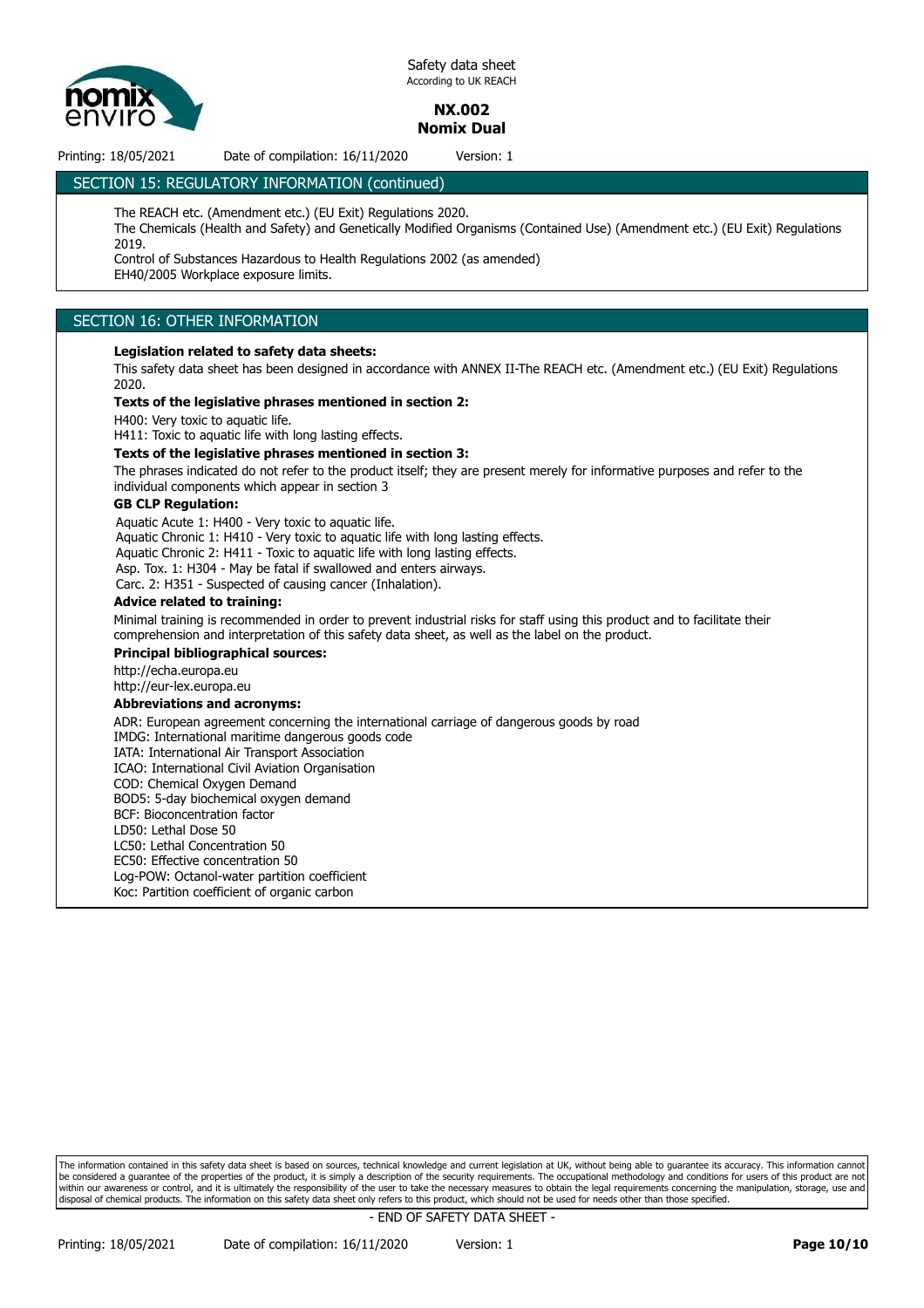## SECTION 15: REGULATORY INFORMATION (continued)

The REACH etc. (Amendment etc.) (EU Exit) Regulations 2020.
The Chemicals (Health and Safety) and Genetically Modified Organisms (Contained Use) (Amendment etc.) (EU Exit) Regulations 2019.
Control of Substances Hazardous to Health Regulations 2002 (as amended)
EH40/2005 Workplace exposure limits.

## SECTION 16: OTHER INFORMATION

**Legislation related to safety data sheets:**

This safety data sheet has been designed in accordance with ANNEX II-The REACH etc. (Amendment etc.) (EU Exit) Regulations 2020.

**Texts of the legislative phrases mentioned in section 2:**

H400: Very toxic to aquatic life.
H411: Toxic to aquatic life with long lasting effects.

**Texts of the legislative phrases mentioned in section 3:**

The phrases indicated do not refer to the product itself; they are present merely for informative purposes and refer to the individual components which appear in section 3

**GB CLP Regulation:**

Aquatic Acute 1: H400 - Very toxic to aquatic life.
Aquatic Chronic 1: H410 - Very toxic to aquatic life with long lasting effects.
Aquatic Chronic 2: H411 - Toxic to aquatic life with long lasting effects.
Asp. Tox. 1: H304 - May be fatal if swallowed and enters airways.
Carc. 2: H351 - Suspected of causing cancer (Inhalation).

**Advice related to training:**

Minimal training is recommended in order to prevent industrial risks for staff using this product and to facilitate their comprehension and interpretation of this safety data sheet, as well as the label on the product.

**Principal bibliographical sources:**

http://echa.europa.eu
http://eur-lex.europa.eu

**Abbreviations and acronyms:**

ADR: European agreement concerning the international carriage of dangerous goods by road
IMDG: International maritime dangerous goods code
IATA: International Air Transport Association
ICAO: International Civil Aviation Organisation
COD: Chemical Oxygen Demand
BOD5: 5-day biochemical oxygen demand
BCF: Bioconcentration factor
LD50: Lethal Dose 50
LC50: Lethal Concentration 50
EC50: Effective concentration 50
Log-POW: Octanol-water partition coefficient
Koc: Partition coefficient of organic carbon

The information contained in this safety data sheet is based on sources, technical knowledge and current legislation at UK, without being able to guarantee its accuracy. This information cannot be considered a guarantee of the properties of the product, it is simply a description of the security requirements. The occupational methodology and conditions for users of this product are not within our awareness or control, and it is ultimately the responsibility of the user to take the necessary measures to obtain the legal requirements concerning the manipulation, storage, use and disposal of chemical products. The information on this safety data sheet only refers to this product, which should not be used for needs other than those specified.

- END OF SAFETY DATA SHEET -